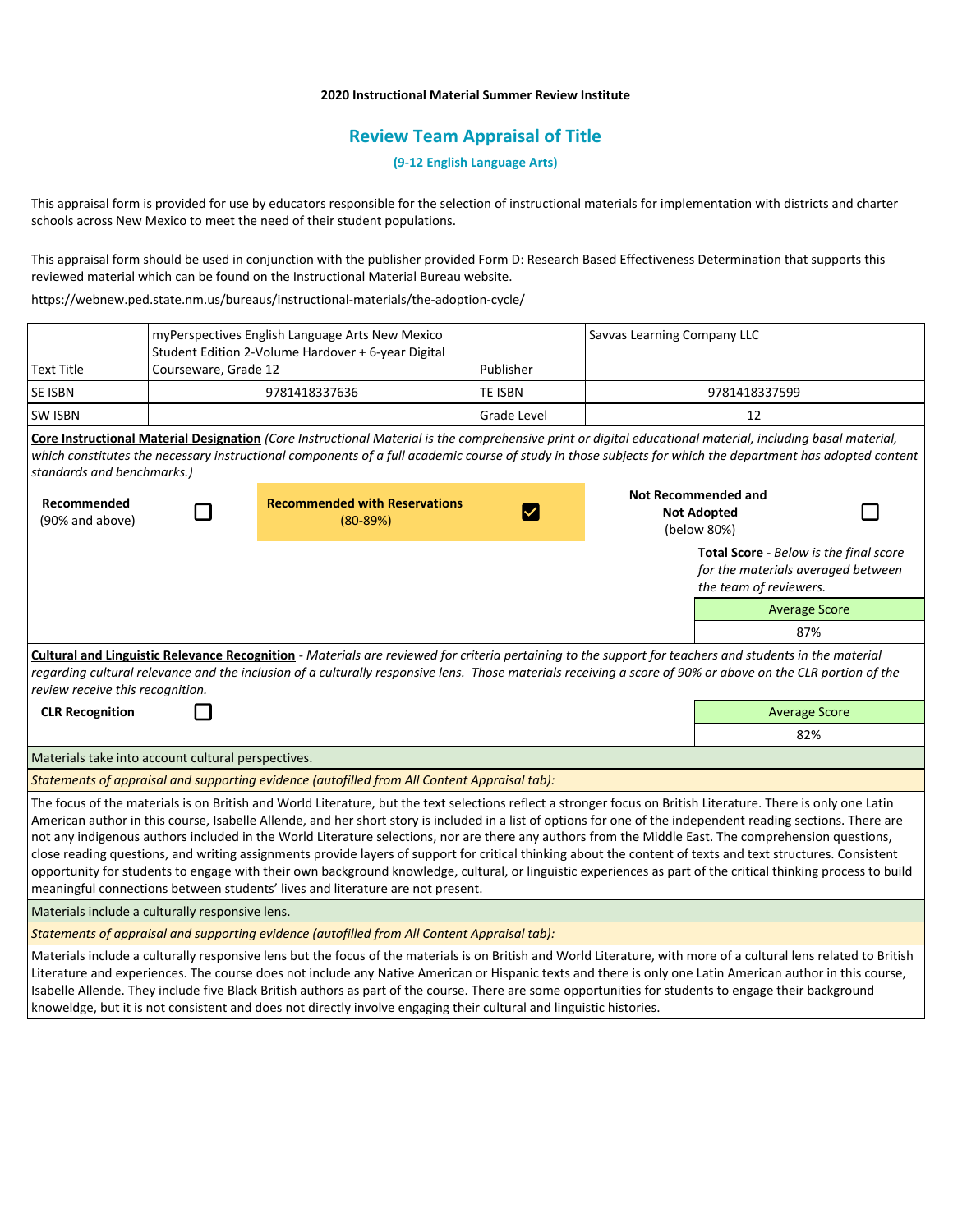**2020 Instructional Material Summer Review Institute**

## Review Team Appraisal of Title

**(9-12 English Language Arts)**

This appraisal form is provided for use by educators responsible for the selection of instructional materials for implementation with districts and charter schools across New Mexico to meet the need of their student populations.

This appraisal form should be used in conjunction with the publisher provided Form D: Research Based Effectiveness Determination that supports this reviewed material which can be found on the Instructional Material Bureau website.

https://webnew.ped.state.nm.us/bureaus/instructional-materials/the-adoption-cycle/

| Text Title | myPerspectives English Language Arts New Mexico Student Edition 2-Volume Hardover + 6-year Digital Courseware, Grade 12 | Publisher | Savvas Learning Company LLC |
|---|---|---|---|
| SE ISBN | 9781418337636 | TE ISBN | 9781418337599 |
| SW ISBN | | Grade Level | 12 |

**Core Instructional Material Designation** *(Core Instructional Material is the comprehensive print or digital educational material, including basal material, which constitutes the necessary instructional components of a full academic course of study in those subjects for which the department has adopted content standards and benchmarks.)*

| **Recommended** (90% and above) | ☐ | **Recommended with Reservations** (80-89%) | ☑ | **Not Recommended and Not Adopted** (below 80%) | ☐ |
|---|---|---|---|---|---|

**Total Score** - *Below is the final score for the materials averaged between the team of reviewers.*

| Average Score |
|---|
| 87% |

**Cultural and Linguistic Relevance Recognition** - *Materials are reviewed for criteria pertaining to the support for teachers and students in the material regarding cultural relevance and the inclusion of a culturally responsive lens. Those materials receiving a score of 90% or above on the CLR portion of the review receive this recognition.*

**CLR Recognition** ☐

| Average Score |
|---|
| 82% |

Materials take into account cultural perspectives.

*Statements of appraisal and supporting evidence (autofilled from All Content Appraisal tab):*

The focus of the materials is on British and World Literature, but the text selections reflect a stronger focus on British Literature. There is only one Latin American author in this course, Isabelle Allende, and her short story is included in a list of options for one of the independent reading sections. There are not any indigenous authors included in the World Literature selections, nor are there any authors from the Middle East. The comprehension questions, close reading questions, and writing assignments provide layers of support for critical thinking about the content of texts and text structures. Consistent opportunity for students to engage with their own background knowledge, cultural, or linguistic experiences as part of the critical thinking process to build meaningful connections between students' lives and literature are not present.

Materials include a culturally responsive lens.

*Statements of appraisal and supporting evidence (autofilled from All Content Appraisal tab):*

Materials include a culturally responsive lens but the focus of the materials is on British and World Literature, with more of a cultural lens related to British Literature and experiences. The course does not include any Native American or Hispanic texts and there is only one Latin American author in this course, Isabelle Allende. They include five Black British authors as part of the course. There are some opportunities for students to engage their background knoweldge, but it is not consistent and does not directly involve engaging their cultural and linguistic histories.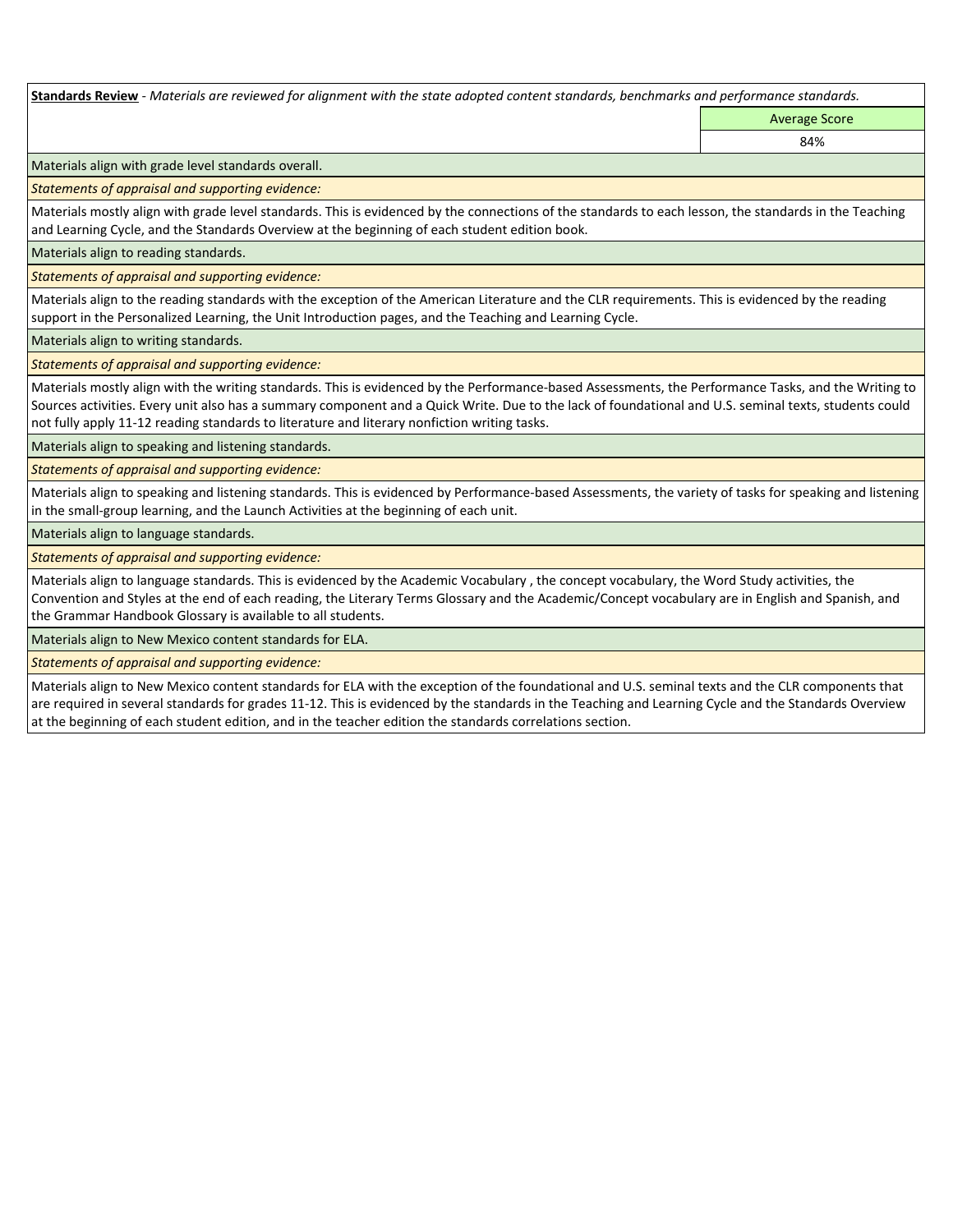**Standards Review** - *Materials are reviewed for alignment with the state adopted content standards, benchmarks and performance standards.*

| | Average Score |
|---|---|
| | 84% |

Materials align with grade level standards overall.

*Statements of appraisal and supporting evidence:*

Materials mostly align with grade level standards. This is evidenced by the connections of the standards to each lesson, the standards in the Teaching and Learning Cycle, and the Standards Overview at the beginning of each student edition book.

Materials align to reading standards.

*Statements of appraisal and supporting evidence:*

Materials align to the reading standards with the exception of the American Literature and the CLR requirements. This is evidenced by the reading support in the Personalized Learning, the Unit Introduction pages, and the Teaching and Learning Cycle.

Materials align to writing standards.

*Statements of appraisal and supporting evidence:*

Materials mostly align with the writing standards. This is evidenced by the Performance-based Assessments, the Performance Tasks, and the Writing to Sources activities. Every unit also has a summary component and a Quick Write. Due to the lack of foundational and U.S. seminal texts, students could not fully apply 11-12 reading standards to literature and literary nonfiction writing tasks.

Materials align to speaking and listening standards.

*Statements of appraisal and supporting evidence:*

Materials align to speaking and listening standards. This is evidenced by Performance-based Assessments, the variety of tasks for speaking and listening in the small-group learning, and the Launch Activities at the beginning of each unit.

Materials align to language standards.

*Statements of appraisal and supporting evidence:*

Materials align to language standards. This is evidenced by the Academic Vocabulary , the concept vocabulary, the Word Study activities, the Convention and Styles at the end of each reading, the Literary Terms Glossary and the Academic/Concept vocabulary are in English and Spanish, and the Grammar Handbook Glossary is available to all students.

Materials align to New Mexico content standards for ELA.

*Statements of appraisal and supporting evidence:*

Materials align to New Mexico content standards for ELA with the exception of the foundational and U.S. seminal texts and the CLR components that are required in several standards for grades 11-12. This is evidenced by the standards in the Teaching and Learning Cycle and the Standards Overview at the beginning of each student edition, and in the teacher edition the standards correlations section.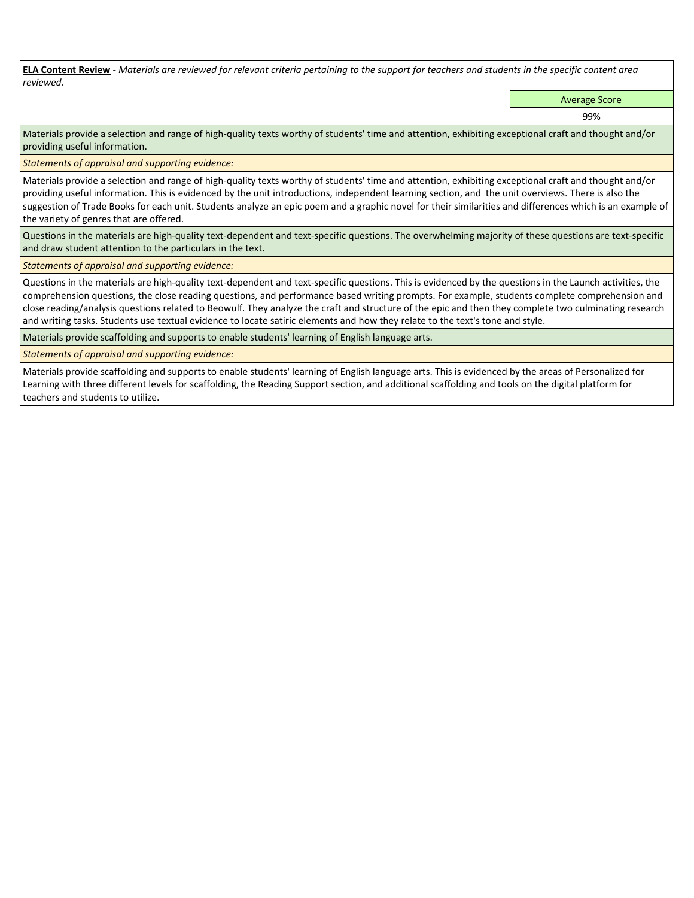**<u>ELA Content Review</u>** - *Materials are reviewed for relevant criteria pertaining to the support for teachers and students in the specific content area reviewed.*

| | Average Score |
|---|---|
| | 99% |

Materials provide a selection and range of high-quality texts worthy of students' time and attention, exhibiting exceptional craft and thought and/or providing useful information.

*Statements of appraisal and supporting evidence:*

Materials provide a selection and range of high-quality texts worthy of students' time and attention, exhibiting exceptional craft and thought and/or providing useful information. This is evidenced by the unit introductions, independent learning section, and the unit overviews. There is also the suggestion of Trade Books for each unit. Students analyze an epic poem and a graphic novel for their similarities and differences which is an example of the variety of genres that are offered.

Questions in the materials are high-quality text-dependent and text-specific questions. The overwhelming majority of these questions are text-specific and draw student attention to the particulars in the text.

*Statements of appraisal and supporting evidence:*

Questions in the materials are high-quality text-dependent and text-specific questions. This is evidenced by the questions in the Launch activities, the comprehension questions, the close reading questions, and performance based writing prompts. For example, students complete comprehension and close reading/analysis questions related to Beowulf. They analyze the craft and structure of the epic and then they complete two culminating research and writing tasks. Students use textual evidence to locate satiric elements and how they relate to the text's tone and style.

Materials provide scaffolding and supports to enable students' learning of English language arts.

*Statements of appraisal and supporting evidence:*

Materials provide scaffolding and supports to enable students' learning of English language arts. This is evidenced by the areas of Personalized for Learning with three different levels for scaffolding, the Reading Support section, and additional scaffolding and tools on the digital platform for teachers and students to utilize.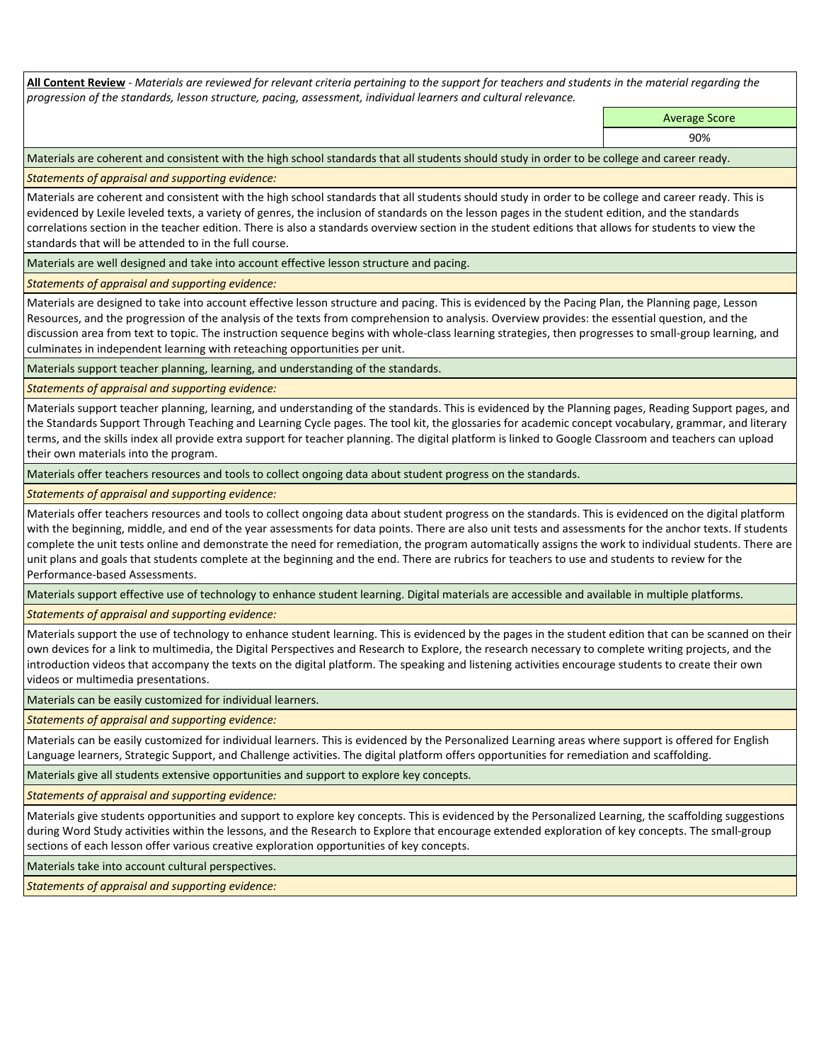**All Content Review** - *Materials are reviewed for relevant criteria pertaining to the support for teachers and students in the material regarding the progression of the standards, lesson structure, pacing, assessment, individual learners and cultural relevance.*

| Average Score |
|---|
| 90% |

Materials are coherent and consistent with the high school standards that all students should study in order to be college and career ready.

*Statements of appraisal and supporting evidence:*

Materials are coherent and consistent with the high school standards that all students should study in order to be college and career ready. This is evidenced by Lexile leveled texts, a variety of genres, the inclusion of standards on the lesson pages in the student edition, and the standards correlations section in the teacher edition. There is also a standards overview section in the student editions that allows for students to view the standards that will be attended to in the full course.

Materials are well designed and take into account effective lesson structure and pacing.

*Statements of appraisal and supporting evidence:*

Materials are designed to take into account effective lesson structure and pacing. This is evidenced by the Pacing Plan, the Planning page, Lesson Resources, and the progression of the analysis of the texts from comprehension to analysis. Overview provides: the essential question, and the discussion area from text to topic. The instruction sequence begins with whole-class learning strategies, then progresses to small-group learning, and culminates in independent learning with reteaching opportunities per unit.

Materials support teacher planning, learning, and understanding of the standards.

*Statements of appraisal and supporting evidence:*

Materials support teacher planning, learning, and understanding of the standards. This is evidenced by the Planning pages, Reading Support pages, and the Standards Support Through Teaching and Learning Cycle pages. The tool kit, the glossaries for academic concept vocabulary, grammar, and literary terms, and the skills index all provide extra support for teacher planning. The digital platform is linked to Google Classroom and teachers can upload their own materials into the program.

Materials offer teachers resources and tools to collect ongoing data about student progress on the standards.

*Statements of appraisal and supporting evidence:*

Materials offer teachers resources and tools to collect ongoing data about student progress on the standards. This is evidenced on the digital platform with the beginning, middle, and end of the year assessments for data points. There are also unit tests and assessments for the anchor texts. If students complete the unit tests online and demonstrate the need for remediation, the program automatically assigns the work to individual students. There are unit plans and goals that students complete at the beginning and the end. There are rubrics for teachers to use and students to review for the Performance-based Assessments.

Materials support effective use of technology to enhance student learning. Digital materials are accessible and available in multiple platforms.

*Statements of appraisal and supporting evidence:*

Materials support the use of technology to enhance student learning. This is evidenced by the pages in the student edition that can be scanned on their own devices for a link to multimedia, the Digital Perspectives and Research to Explore, the research necessary to complete writing projects, and the introduction videos that accompany the texts on the digital platform. The speaking and listening activities encourage students to create their own videos or multimedia presentations.

Materials can be easily customized for individual learners.

*Statements of appraisal and supporting evidence:*

Materials can be easily customized for individual learners. This is evidenced by the Personalized Learning areas where support is offered for English Language learners, Strategic Support, and Challenge activities. The digital platform offers opportunities for remediation and scaffolding.

Materials give all students extensive opportunities and support to explore key concepts.

*Statements of appraisal and supporting evidence:*

Materials give students opportunities and support to explore key concepts. This is evidenced by the Personalized Learning, the scaffolding suggestions during Word Study activities within the lessons, and the Research to Explore that encourage extended exploration of key concepts. The small-group sections of each lesson offer various creative exploration opportunities of key concepts.

Materials take into account cultural perspectives.

*Statements of appraisal and supporting evidence:*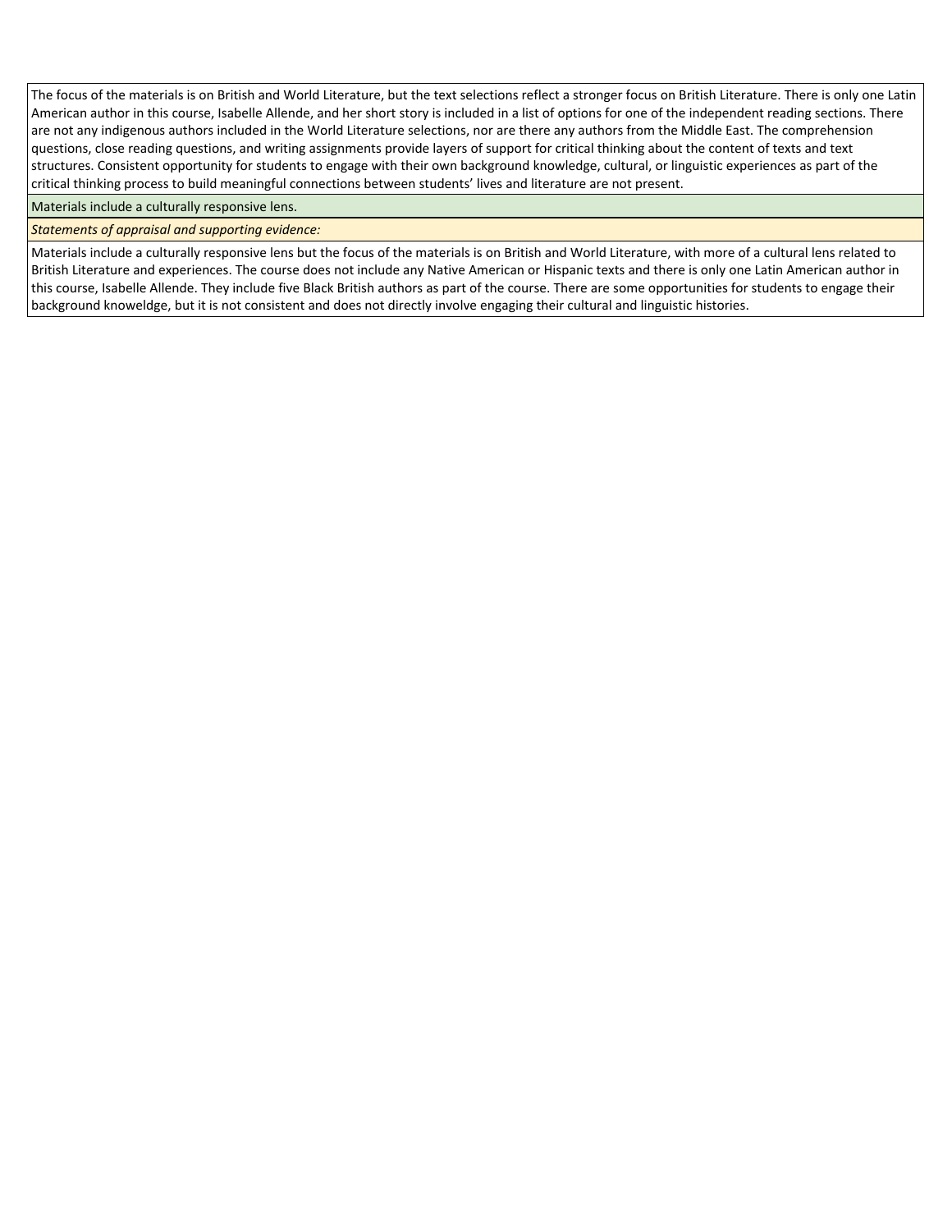The focus of the materials is on British and World Literature, but the text selections reflect a stronger focus on British Literature. There is only one Latin American author in this course, Isabelle Allende, and her short story is included in a list of options for one of the independent reading sections. There are not any indigenous authors included in the World Literature selections, nor are there any authors from the Middle East. The comprehension questions, close reading questions, and writing assignments provide layers of support for critical thinking about the content of texts and text structures. Consistent opportunity for students to engage with their own background knowledge, cultural, or linguistic experiences as part of the critical thinking process to build meaningful connections between students' lives and literature are not present.

Materials include a culturally responsive lens.

*Statements of appraisal and supporting evidence:*

Materials include a culturally responsive lens but the focus of the materials is on British and World Literature, with more of a cultural lens related to British Literature and experiences. The course does not include any Native American or Hispanic texts and there is only one Latin American author in this course, Isabelle Allende. They include five Black British authors as part of the course. There are some opportunities for students to engage their background knoweldge, but it is not consistent and does not directly involve engaging their cultural and linguistic histories.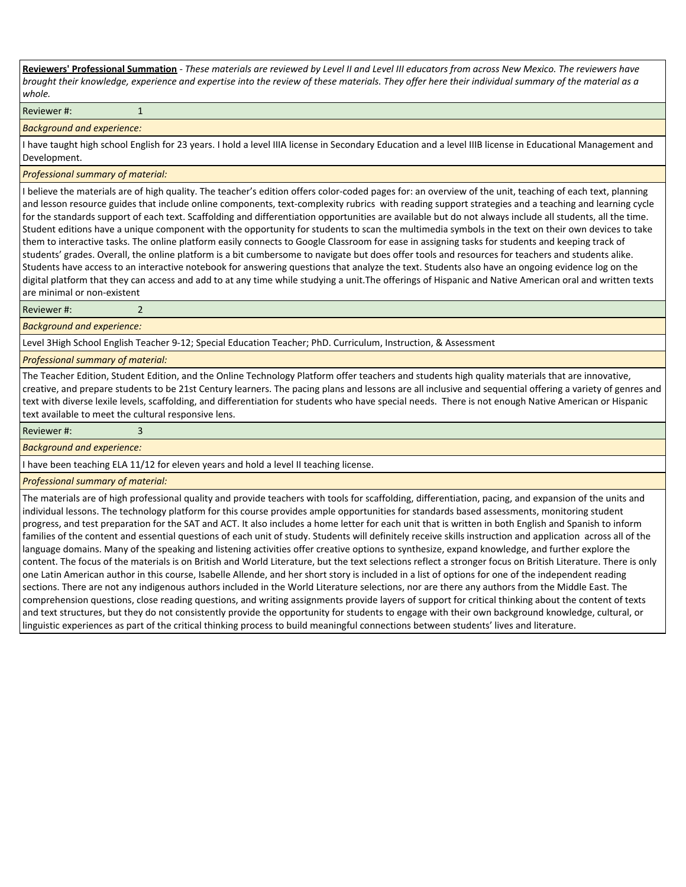**Reviewers' Professional Summation** - *These materials are reviewed by Level II and Level III educators from across New Mexico. The reviewers have brought their knowledge, experience and expertise into the review of these materials. They offer here their individual summary of the material as a whole.*

Reviewer #: 1

*Background and experience:*

I have taught high school English for 23 years. I hold a level IIIA license in Secondary Education and a level IIIB license in Educational Management and Development.

*Professional summary of material:*

I believe the materials are of high quality. The teacher's edition offers color-coded pages for: an overview of the unit, teaching of each text, planning and lesson resource guides that include online components, text-complexity rubrics with reading support strategies and a teaching and learning cycle for the standards support of each text. Scaffolding and differentiation opportunities are available but do not always include all students, all the time. Student editions have a unique component with the opportunity for students to scan the multimedia symbols in the text on their own devices to take them to interactive tasks. The online platform easily connects to Google Classroom for ease in assigning tasks for students and keeping track of students' grades. Overall, the online platform is a bit cumbersome to navigate but does offer tools and resources for teachers and students alike. Students have access to an interactive notebook for answering questions that analyze the text. Students also have an ongoing evidence log on the digital platform that they can access and add to at any time while studying a unit.The offerings of Hispanic and Native American oral and written texts are minimal or non-existent

Reviewer #: 2

*Background and experience:*

Level 3High School English Teacher 9-12; Special Education Teacher; PhD. Curriculum, Instruction, & Assessment

*Professional summary of material:*

The Teacher Edition, Student Edition, and the Online Technology Platform offer teachers and students high quality materials that are innovative, creative, and prepare students to be 21st Century learners. The pacing plans and lessons are all inclusive and sequential offering a variety of genres and text with diverse lexile levels, scaffolding, and differentiation for students who have special needs. There is not enough Native American or Hispanic text available to meet the cultural responsive lens.

Reviewer #: 3

*Background and experience:*

I have been teaching ELA 11/12 for eleven years and hold a level II teaching license.

*Professional summary of material:*

The materials are of high professional quality and provide teachers with tools for scaffolding, differentiation, pacing, and expansion of the units and individual lessons. The technology platform for this course provides ample opportunities for standards based assessments, monitoring student progress, and test preparation for the SAT and ACT. It also includes a home letter for each unit that is written in both English and Spanish to inform families of the content and essential questions of each unit of study. Students will definitely receive skills instruction and application across all of the language domains. Many of the speaking and listening activities offer creative options to synthesize, expand knowledge, and further explore the content. The focus of the materials is on British and World Literature, but the text selections reflect a stronger focus on British Literature. There is only one Latin American author in this course, Isabelle Allende, and her short story is included in a list of options for one of the independent reading sections. There are not any indigenous authors included in the World Literature selections, nor are there any authors from the Middle East. The comprehension questions, close reading questions, and writing assignments provide layers of support for critical thinking about the content of texts and text structures, but they do not consistently provide the opportunity for students to engage with their own background knowledge, cultural, or linguistic experiences as part of the critical thinking process to build meaningful connections between students' lives and literature.